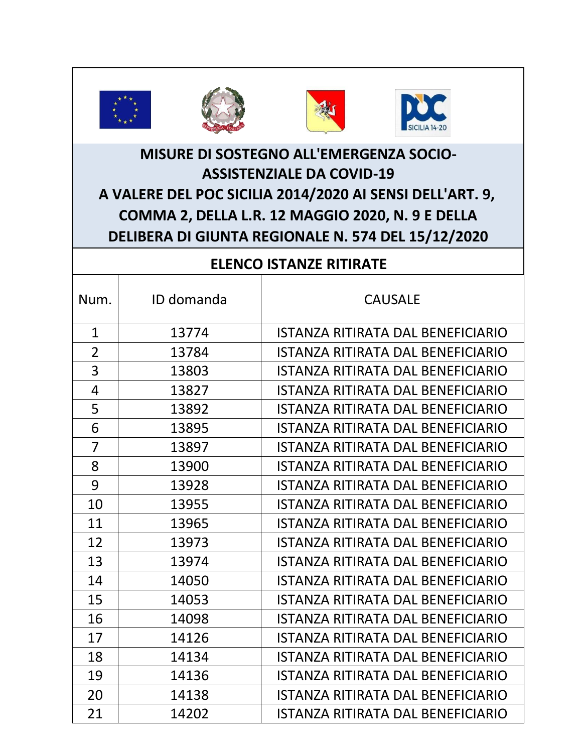# MISURE DI SOSTEGNO ALL'EMERGENZA SOCIO-ASSISTENZIALE DA COVID-19
# A VALERE DEL POC SICILIA 2014/2020 AI SENSI DELL'ART. 9, COMMA 2, DELLA L.R. 12 MAGGIO 2020, N. 9 E DELLA DELIBERA DI GIUNTA REGIONALE N. 574 DEL 15/12/2020

## ELENCO ISTANZE RITIRATE

| Num. | ID domanda | CAUSALE |
|---|---|---|
| 1 | 13774 | ISTANZA RITIRATA DAL BENEFICIARIO |
| 2 | 13784 | ISTANZA RITIRATA DAL BENEFICIARIO |
| 3 | 13803 | ISTANZA RITIRATA DAL BENEFICIARIO |
| 4 | 13827 | ISTANZA RITIRATA DAL BENEFICIARIO |
| 5 | 13892 | ISTANZA RITIRATA DAL BENEFICIARIO |
| 6 | 13895 | ISTANZA RITIRATA DAL BENEFICIARIO |
| 7 | 13897 | ISTANZA RITIRATA DAL BENEFICIARIO |
| 8 | 13900 | ISTANZA RITIRATA DAL BENEFICIARIO |
| 9 | 13928 | ISTANZA RITIRATA DAL BENEFICIARIO |
| 10 | 13955 | ISTANZA RITIRATA DAL BENEFICIARIO |
| 11 | 13965 | ISTANZA RITIRATA DAL BENEFICIARIO |
| 12 | 13973 | ISTANZA RITIRATA DAL BENEFICIARIO |
| 13 | 13974 | ISTANZA RITIRATA DAL BENEFICIARIO |
| 14 | 14050 | ISTANZA RITIRATA DAL BENEFICIARIO |
| 15 | 14053 | ISTANZA RITIRATA DAL BENEFICIARIO |
| 16 | 14098 | ISTANZA RITIRATA DAL BENEFICIARIO |
| 17 | 14126 | ISTANZA RITIRATA DAL BENEFICIARIO |
| 18 | 14134 | ISTANZA RITIRATA DAL BENEFICIARIO |
| 19 | 14136 | ISTANZA RITIRATA DAL BENEFICIARIO |
| 20 | 14138 | ISTANZA RITIRATA DAL BENEFICIARIO |
| 21 | 14202 | ISTANZA RITIRATA DAL BENEFICIARIO |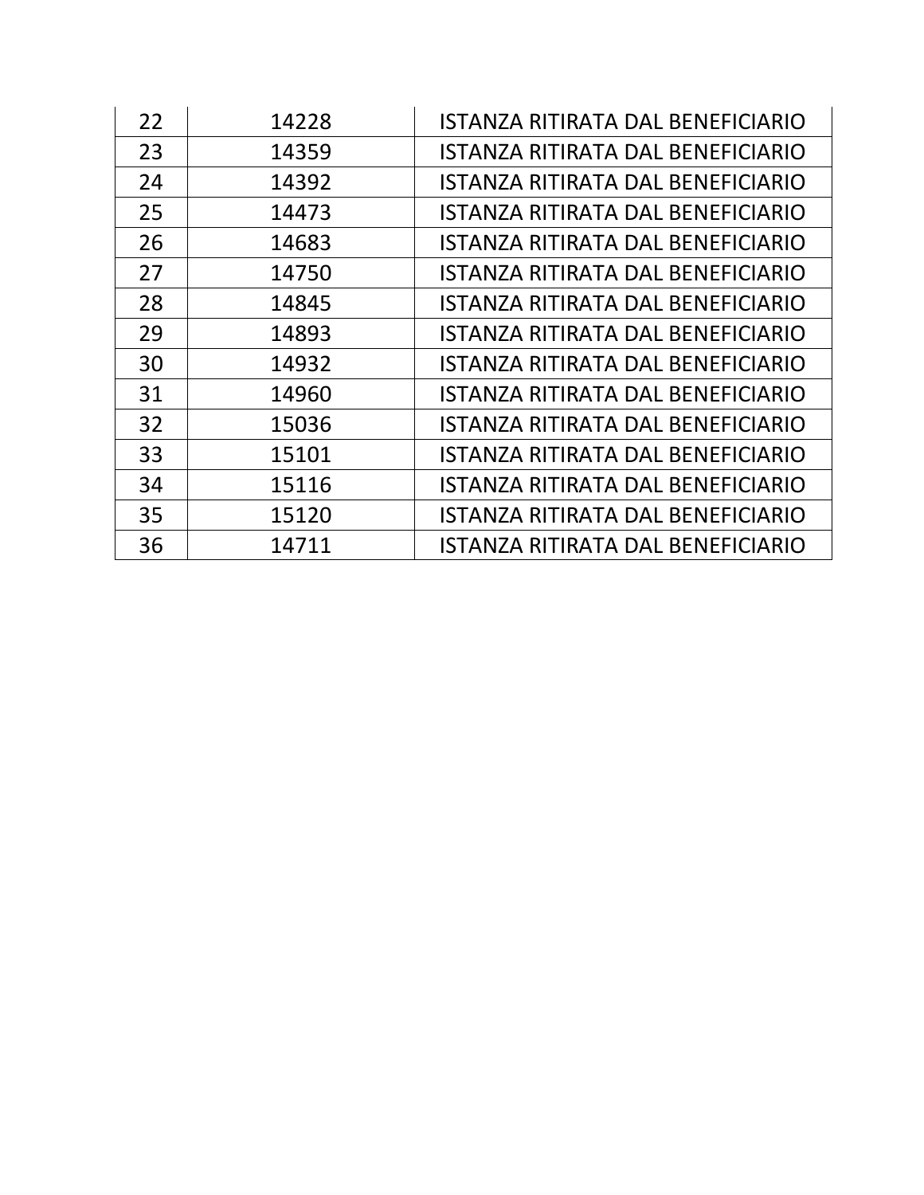| | | |
|---|---|---|
| 22 | 14228 | ISTANZA RITIRATA DAL BENEFICIARIO |
| 23 | 14359 | ISTANZA RITIRATA DAL BENEFICIARIO |
| 24 | 14392 | ISTANZA RITIRATA DAL BENEFICIARIO |
| 25 | 14473 | ISTANZA RITIRATA DAL BENEFICIARIO |
| 26 | 14683 | ISTANZA RITIRATA DAL BENEFICIARIO |
| 27 | 14750 | ISTANZA RITIRATA DAL BENEFICIARIO |
| 28 | 14845 | ISTANZA RITIRATA DAL BENEFICIARIO |
| 29 | 14893 | ISTANZA RITIRATA DAL BENEFICIARIO |
| 30 | 14932 | ISTANZA RITIRATA DAL BENEFICIARIO |
| 31 | 14960 | ISTANZA RITIRATA DAL BENEFICIARIO |
| 32 | 15036 | ISTANZA RITIRATA DAL BENEFICIARIO |
| 33 | 15101 | ISTANZA RITIRATA DAL BENEFICIARIO |
| 34 | 15116 | ISTANZA RITIRATA DAL BENEFICIARIO |
| 35 | 15120 | ISTANZA RITIRATA DAL BENEFICIARIO |
| 36 | 14711 | ISTANZA RITIRATA DAL BENEFICIARIO |